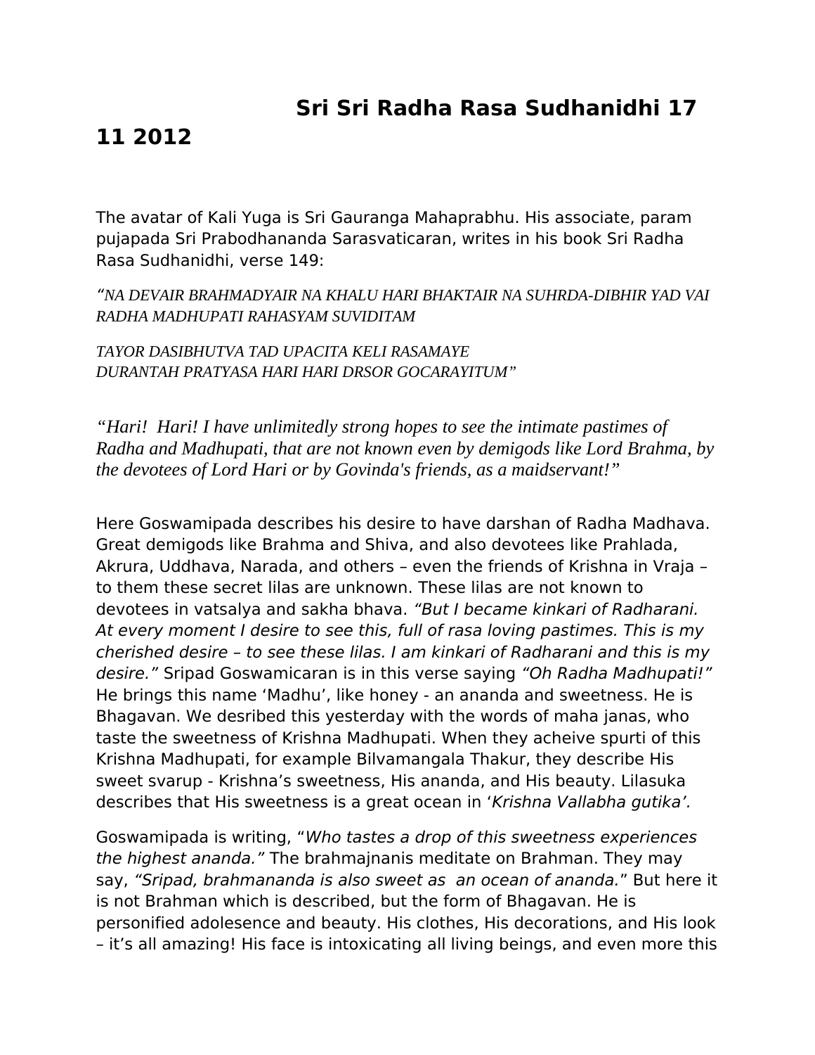# Sri Sri Radha Rasa Sudhanidhi 17 11 2012

The avatar of Kali Yuga is Sri Gauranga Mahaprabhu. His associate, param pujapada Sri Prabodhananda Sarasvaticaran, writes in his book Sri Radha Rasa Sudhanidhi, verse 149:

*"NA DEVAIR BRAHMADYAIR NA KHALU HARI BHAKTAIR NA SUHRDA-DIBHIR YAD VAI RADHA MADHUPATI RAHASYAM SUVIDITAM*

*TAYOR DASIBHUTVA TAD UPACITA KELI RASAMAYE DURANTAH PRATYASA HARI HARI DRSOR GOCARAYITUM"*

*"Hari! Hari! I have unlimitedly strong hopes to see the intimate pastimes of Radha and Madhupati, that are not known even by demigods like Lord Brahma, by the devotees of Lord Hari or by Govinda's friends, as a maidservant!"*

Here Goswamipada describes his desire to have darshan of Radha Madhava. Great demigods like Brahma and Shiva, and also devotees like Prahlada, Akrura, Uddhava, Narada, and others – even the friends of Krishna in Vraja – to them these secret lilas are unknown. These lilas are not known to devotees in vatsalya and sakha bhava. *"But I became kinkari of Radharani. At every moment I desire to see this, full of rasa loving pastimes. This is my cherished desire – to see these lilas. I am kinkari of Radharani and this is my desire."* Sripad Goswamicaran is in this verse saying *"Oh Radha Madhupati!"* He brings this name 'Madhu', like honey - an ananda and sweetness. He is Bhagavan. We desribed this yesterday with the words of maha janas, who taste the sweetness of Krishna Madhupati. When they acheive spurti of this Krishna Madhupati, for example Bilvamangala Thakur, they describe His sweet svarup - Krishna's sweetness, His ananda, and His beauty. Lilasuka describes that His sweetness is a great ocean in '*Krishna Vallabha gutika'.*

Goswamipada is writing, "*Who tastes a drop of this sweetness experiences the highest ananda."* The brahmajnanis meditate on Brahman. They may say, *"Sripad, brahmananda is also sweet as an ocean of ananda.*" But here it is not Brahman which is described, but the form of Bhagavan. He is personified adolesence and beauty. His clothes, His decorations, and His look – it's all amazing! His face is intoxicating all living beings, and even more this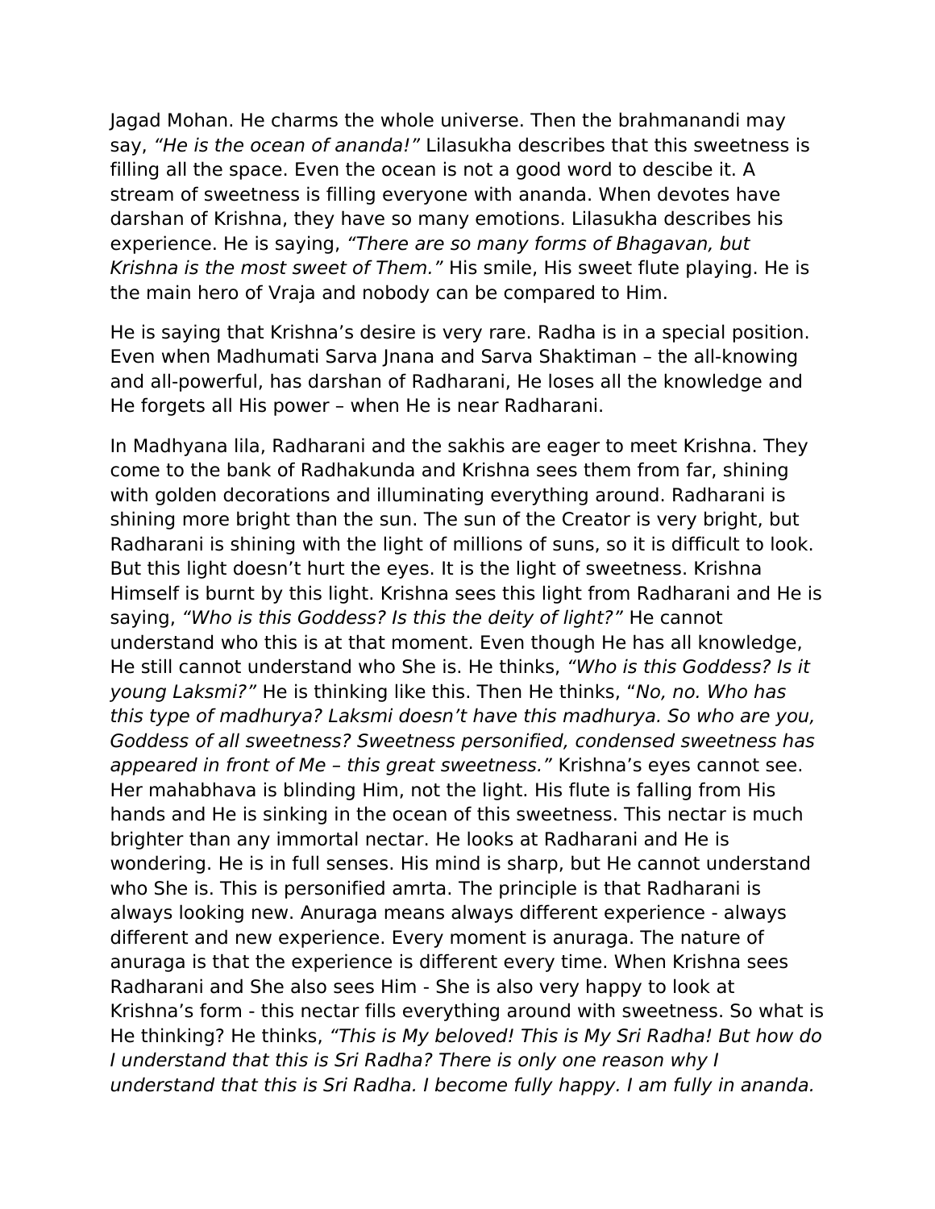Jagad Mohan. He charms the whole universe. Then the brahmanandi may say, *“He is the ocean of ananda!”* Lilasukha describes that this sweetness is filling all the space. Even the ocean is not a good word to descibe it. A stream of sweetness is filling everyone with ananda. When devotes have darshan of Krishna, they have so many emotions. Lilasukha describes his experience. He is saying, *“There are so many forms of Bhagavan, but Krishna is the most sweet of Them.”* His smile, His sweet flute playing. He is the main hero of Vraja and nobody can be compared to Him.

He is saying that Krishna’s desire is very rare. Radha is in a special position. Even when Madhumati Sarva Jnana and Sarva Shaktiman – the all-knowing and all-powerful, has darshan of Radharani, He loses all the knowledge and He forgets all His power – when He is near Radharani.

In Madhyana lila, Radharani and the sakhis are eager to meet Krishna. They come to the bank of Radhakunda and Krishna sees them from far, shining with golden decorations and illuminating everything around. Radharani is shining more bright than the sun. The sun of the Creator is very bright, but Radharani is shining with the light of millions of suns, so it is difficult to look. But this light doesn’t hurt the eyes. It is the light of sweetness. Krishna Himself is burnt by this light. Krishna sees this light from Radharani and He is saying, *“Who is this Goddess? Is this the deity of light?”* He cannot understand who this is at that moment. Even though He has all knowledge, He still cannot understand who She is. He thinks, *“Who is this Goddess? Is it young Laksmi?”* He is thinking like this. Then He thinks, “*No, no. Who has this type of madhurya? Laksmi doesn’t have this madhurya. So who are you, Goddess of all sweetness? Sweetness personified, condensed sweetness has appeared in front of Me – this great sweetness.”* Krishna’s eyes cannot see. Her mahabhava is blinding Him, not the light. His flute is falling from His hands and He is sinking in the ocean of this sweetness. This nectar is much brighter than any immortal nectar. He looks at Radharani and He is wondering. He is in full senses. His mind is sharp, but He cannot understand who She is. This is personified amrta. The principle is that Radharani is always looking new. Anuraga means always different experience - always different and new experience. Every moment is anuraga. The nature of anuraga is that the experience is different every time. When Krishna sees Radharani and She also sees Him - She is also very happy to look at Krishna’s form - this nectar fills everything around with sweetness. So what is He thinking? He thinks, *“This is My beloved! This is My Sri Radha! But how do I understand that this is Sri Radha? There is only one reason why I understand that this is Sri Radha. I become fully happy. I am fully in ananda.*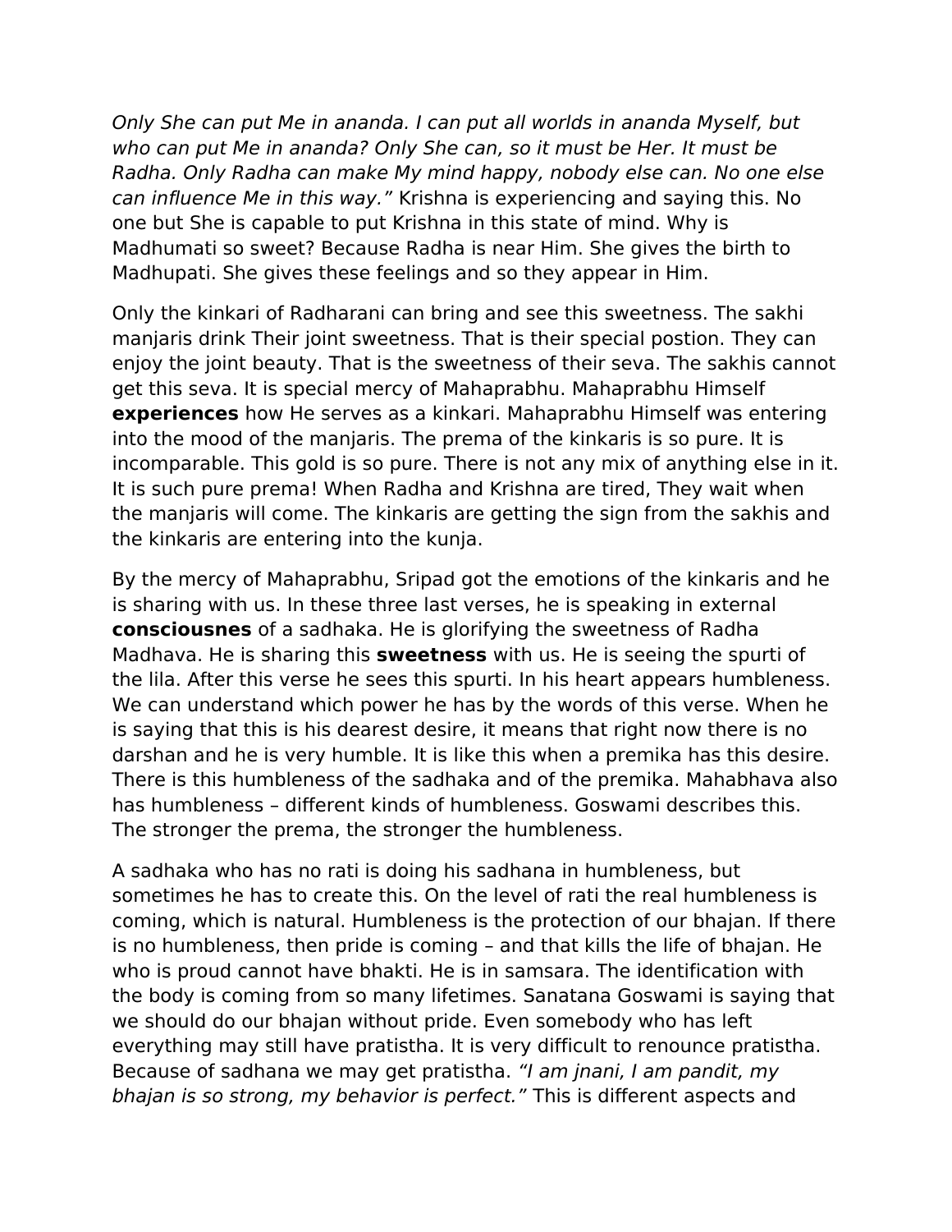*Only She can put Me in ananda. I can put all worlds in ananda Myself, but who can put Me in ananda? Only She can, so it must be Her. It must be Radha. Only Radha can make My mind happy, nobody else can. No one else can influence Me in this way."* Krishna is experiencing and saying this. No one but She is capable to put Krishna in this state of mind. Why is Madhumati so sweet? Because Radha is near Him. She gives the birth to Madhupati. She gives these feelings and so they appear in Him.

Only the kinkari of Radharani can bring and see this sweetness. The sakhi manjaris drink Their joint sweetness. That is their special postion. They can enjoy the joint beauty. That is the sweetness of their seva. The sakhis cannot get this seva. It is special mercy of Mahaprabhu. Mahaprabhu Himself **experiences** how He serves as a kinkari. Mahaprabhu Himself was entering into the mood of the manjaris. The prema of the kinkaris is so pure. It is incomparable. This gold is so pure. There is not any mix of anything else in it. It is such pure prema! When Radha and Krishna are tired, They wait when the manjaris will come. The kinkaris are getting the sign from the sakhis and the kinkaris are entering into the kunja.

By the mercy of Mahaprabhu, Sripad got the emotions of the kinkaris and he is sharing with us. In these three last verses, he is speaking in external **consciousnes** of a sadhaka. He is glorifying the sweetness of Radha Madhava. He is sharing this **sweetness** with us. He is seeing the spurti of the lila. After this verse he sees this spurti. In his heart appears humbleness. We can understand which power he has by the words of this verse. When he is saying that this is his dearest desire, it means that right now there is no darshan and he is very humble. It is like this when a premika has this desire. There is this humbleness of the sadhaka and of the premika. Mahabhava also has humbleness – different kinds of humbleness. Goswami describes this. The stronger the prema, the stronger the humbleness.

A sadhaka who has no rati is doing his sadhana in humbleness, but sometimes he has to create this. On the level of rati the real humbleness is coming, which is natural. Humbleness is the protection of our bhajan. If there is no humbleness, then pride is coming – and that kills the life of bhajan. He who is proud cannot have bhakti. He is in samsara. The identification with the body is coming from so many lifetimes. Sanatana Goswami is saying that we should do our bhajan without pride. Even somebody who has left everything may still have pratistha. It is very difficult to renounce pratistha. Because of sadhana we may get pratistha. *"I am jnani, I am pandit, my bhajan is so strong, my behavior is perfect."* This is different aspects and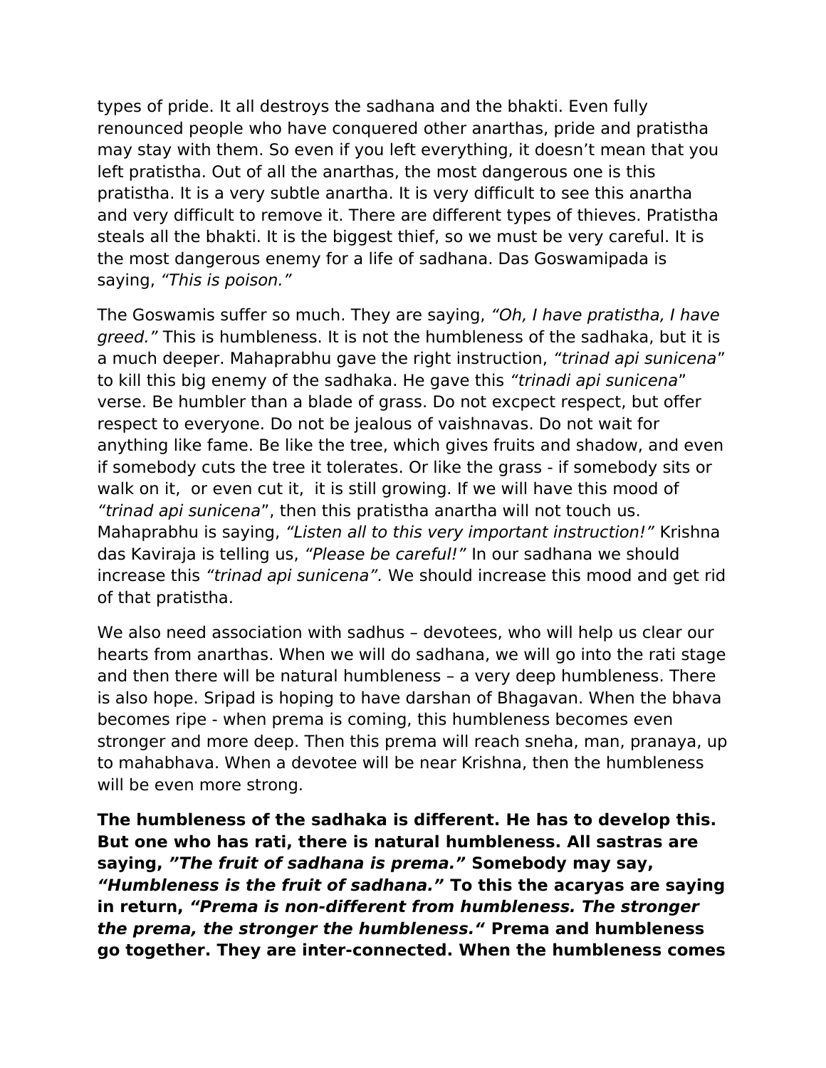types of pride. It all destroys the sadhana and the bhakti. Even fully renounced people who have conquered other anarthas, pride and pratistha may stay with them. So even if you left everything, it doesn't mean that you left pratistha. Out of all the anarthas, the most dangerous one is this pratistha. It is a very subtle anartha. It is very difficult to see this anartha and very difficult to remove it. There are different types of thieves. Pratistha steals all the bhakti. It is the biggest thief, so we must be very careful. It is the most dangerous enemy for a life of sadhana. Das Goswamipada is saying, *"This is poison."*

The Goswamis suffer so much. They are saying, *"Oh, I have pratistha, I have greed."* This is humbleness. It is not the humbleness of the sadhaka, but it is a much deeper. Mahaprabhu gave the right instruction, *"trinad api sunicena*" to kill this big enemy of the sadhaka. He gave this *"trinadi api sunicena*" verse. Be humbler than a blade of grass. Do not excpect respect, but offer respect to everyone. Do not be jealous of vaishnavas. Do not wait for anything like fame. Be like the tree, which gives fruits and shadow, and even if somebody cuts the tree it tolerates. Or like the grass - if somebody sits or walk on it,  or even cut it,  it is still growing. If we will have this mood of *"trinad api sunicena*", then this pratistha anartha will not touch us. Mahaprabhu is saying, *"Listen all to this very important instruction!"* Krishna das Kaviraja is telling us, *"Please be careful!"* In our sadhana we should increase this *"trinad api sunicena".* We should increase this mood and get rid of that pratistha.

We also need association with sadhus – devotees, who will help us clear our hearts from anarthas. When we will do sadhana, we will go into the rati stage and then there will be natural humbleness – a very deep humbleness. There is also hope. Sripad is hoping to have darshan of Bhagavan. When the bhava becomes ripe - when prema is coming, this humbleness becomes even stronger and more deep. Then this prema will reach sneha, man, pranaya, up to mahabhava. When a devotee will be near Krishna, then the humbleness will be even more strong.

**The humbleness of the sadhaka is different. He has to develop this. But one who has rati, there is natural humbleness. All sastras are saying, *"The fruit of sadhana is prema."* Somebody may say, *"Humbleness is the fruit of sadhana."* To this the acaryas are saying in return, *"Prema is non-different from humbleness. The stronger the prema, the stronger the humbleness."* Prema and humbleness go together. They are inter-connected. When the humbleness comes**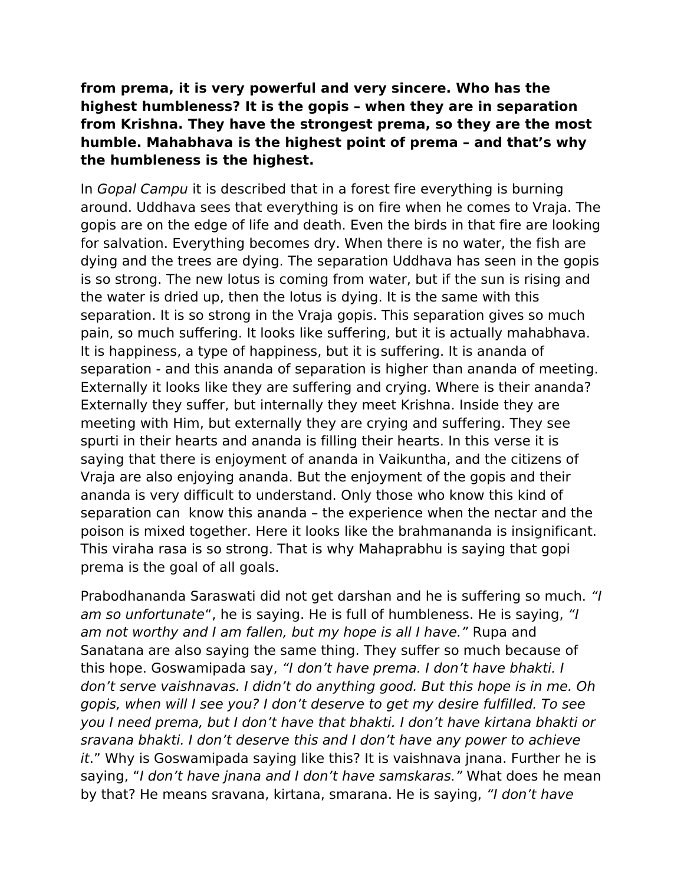**from prema, it is very powerful and very sincere. Who has the highest humbleness? It is the gopis – when they are in separation from Krishna. They have the strongest prema, so they are the most humble. Mahabhava is the highest point of prema – and that's why the humbleness is the highest.**

In *Gopal Campu* it is described that in a forest fire everything is burning around. Uddhava sees that everything is on fire when he comes to Vraja. The gopis are on the edge of life and death. Even the birds in that fire are looking for salvation. Everything becomes dry. When there is no water, the fish are dying and the trees are dying. The separation Uddhava has seen in the gopis is so strong. The new lotus is coming from water, but if the sun is rising and the water is dried up, then the lotus is dying. It is the same with this separation. It is so strong in the Vraja gopis. This separation gives so much pain, so much suffering. It looks like suffering, but it is actually mahabhava. It is happiness, a type of happiness, but it is suffering. It is ananda of separation - and this ananda of separation is higher than ananda of meeting. Externally it looks like they are suffering and crying. Where is their ananda? Externally they suffer, but internally they meet Krishna. Inside they are meeting with Him, but externally they are crying and suffering. They see spurti in their hearts and ananda is filling their hearts. In this verse it is saying that there is enjoyment of ananda in Vaikuntha, and the citizens of Vraja are also enjoying ananda. But the enjoyment of the gopis and their ananda is very difficult to understand. Only those who know this kind of separation can know this ananda – the experience when the nectar and the poison is mixed together. Here it looks like the brahmananda is insignificant. This viraha rasa is so strong. That is why Mahaprabhu is saying that gopi prema is the goal of all goals.

Prabodhananda Saraswati did not get darshan and he is suffering so much. *"I am so unfortunate*", he is saying. He is full of humbleness. He is saying, *"I am not worthy and I am fallen, but my hope is all I have."* Rupa and Sanatana are also saying the same thing. They suffer so much because of this hope. Goswamipada say, *"I don't have prema. I don't have bhakti. I don't serve vaishnavas. I didn't do anything good. But this hope is in me. Oh gopis, when will I see you? I don't deserve to get my desire fulfilled. To see you I need prema, but I don't have that bhakti. I don't have kirtana bhakti or sravana bhakti. I don't deserve this and I don't have any power to achieve it*." Why is Goswamipada saying like this? It is vaishnava jnana. Further he is saying, "*I don't have jnana and I don't have samskaras."* What does he mean by that? He means sravana, kirtana, smarana. He is saying, *"I don't have*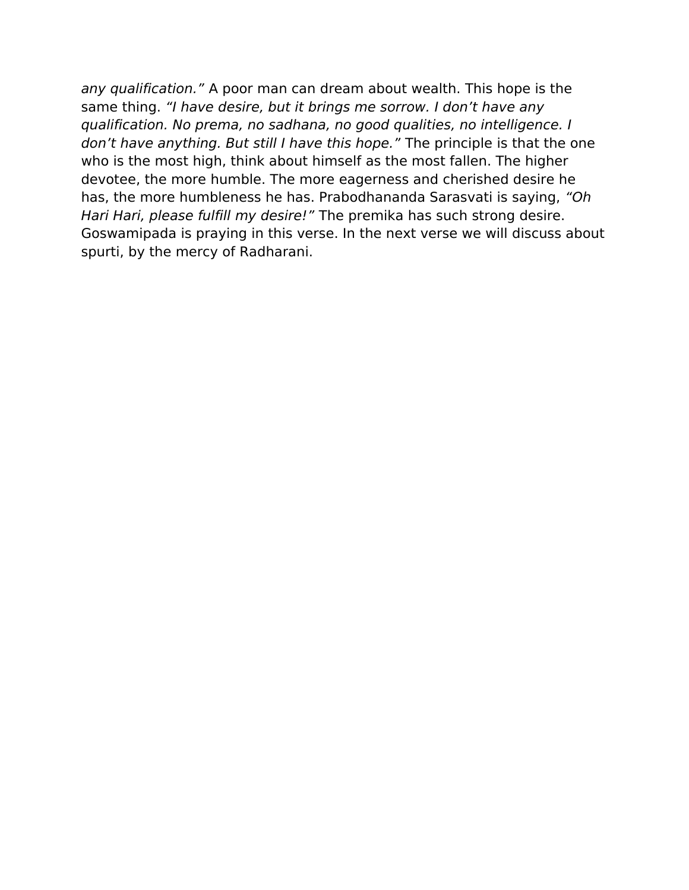*any qualification."* A poor man can dream about wealth. This hope is the same thing. *"I have desire, but it brings me sorrow. I don't have any qualification. No prema, no sadhana, no good qualities, no intelligence. I don't have anything. But still I have this hope."* The principle is that the one who is the most high, think about himself as the most fallen. The higher devotee, the more humble. The more eagerness and cherished desire he has, the more humbleness he has. Prabodhananda Sarasvati is saying, *"Oh Hari Hari, please fulfill my desire!"* The premika has such strong desire. Goswamipada is praying in this verse. In the next verse we will discuss about spurti, by the mercy of Radharani.